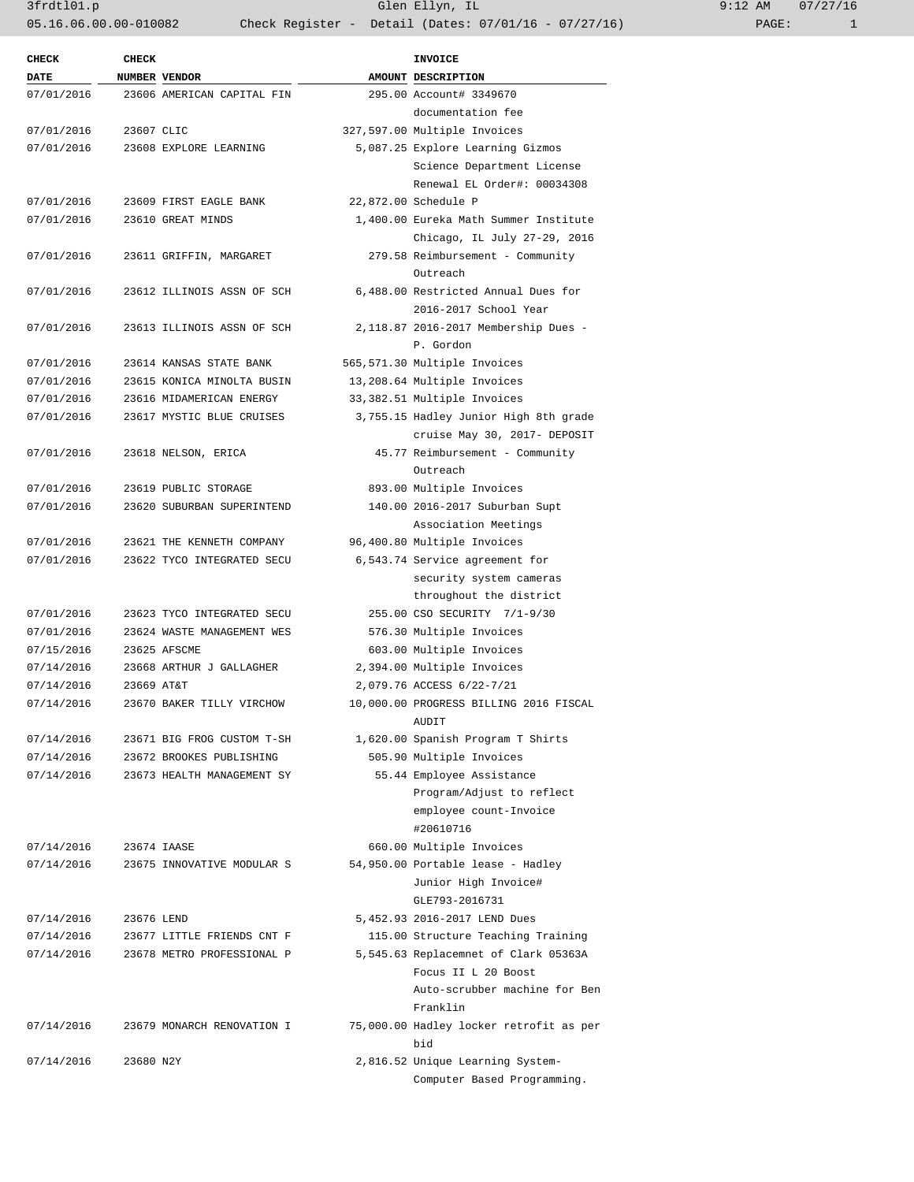| CHECK DATE | CHECK NUMBER | VENDOR | AMOUNT | INVOICE DESCRIPTION |
|---|---|---|---|---|
| 07/01/2016 | 23606 | AMERICAN CAPITAL FIN | 295.00 | Account# 3349670 documentation fee |
| 07/01/2016 | 23607 | CLIC | 327,597.00 | Multiple Invoices |
| 07/01/2016 | 23608 | EXPLORE LEARNING | 5,087.25 | Explore Learning Gizmos Science Department License Renewal EL Order#: 00034308 |
| 07/01/2016 | 23609 | FIRST EAGLE BANK | 22,872.00 | Schedule P |
| 07/01/2016 | 23610 | GREAT MINDS | 1,400.00 | Eureka Math Summer Institute Chicago, IL July 27-29, 2016 |
| 07/01/2016 | 23611 | GRIFFIN, MARGARET | 279.58 | Reimbursement - Community Outreach |
| 07/01/2016 | 23612 | ILLINOIS ASSN OF SCH | 6,488.00 | Restricted Annual Dues for 2016-2017 School Year |
| 07/01/2016 | 23613 | ILLINOIS ASSN OF SCH | 2,118.87 | 2016-2017 Membership Dues - P. Gordon |
| 07/01/2016 | 23614 | KANSAS STATE BANK | 565,571.30 | Multiple Invoices |
| 07/01/2016 | 23615 | KONICA MINOLTA BUSIN | 13,208.64 | Multiple Invoices |
| 07/01/2016 | 23616 | MIDAMERICAN ENERGY | 33,382.51 | Multiple Invoices |
| 07/01/2016 | 23617 | MYSTIC BLUE CRUISES | 3,755.15 | Hadley Junior High 8th grade cruise May 30, 2017- DEPOSIT |
| 07/01/2016 | 23618 | NELSON, ERICA | 45.77 | Reimbursement - Community Outreach |
| 07/01/2016 | 23619 | PUBLIC STORAGE | 893.00 | Multiple Invoices |
| 07/01/2016 | 23620 | SUBURBAN SUPERINTEND | 140.00 | 2016-2017 Suburban Supt Association Meetings |
| 07/01/2016 | 23621 | THE KENNETH COMPANY | 96,400.80 | Multiple Invoices |
| 07/01/2016 | 23622 | TYCO INTEGRATED SECU | 6,543.74 | Service agreement for security system cameras throughout the district |
| 07/01/2016 | 23623 | TYCO INTEGRATED SECU | 255.00 | CSO SECURITY 7/1-9/30 |
| 07/01/2016 | 23624 | WASTE MANAGEMENT WES | 576.30 | Multiple Invoices |
| 07/15/2016 | 23625 | AFSCME | 603.00 | Multiple Invoices |
| 07/14/2016 | 23668 | ARTHUR J GALLAGHER | 2,394.00 | Multiple Invoices |
| 07/14/2016 | 23669 | AT&T | 2,079.76 | ACCESS 6/22-7/21 |
| 07/14/2016 | 23670 | BAKER TILLY VIRCHOW | 10,000.00 | PROGRESS BILLING 2016 FISCAL AUDIT |
| 07/14/2016 | 23671 | BIG FROG CUSTOM T-SH | 1,620.00 | Spanish Program T Shirts |
| 07/14/2016 | 23672 | BROOKES PUBLISHING | 505.90 | Multiple Invoices |
| 07/14/2016 | 23673 | HEALTH MANAGEMENT SY | 55.44 | Employee Assistance Program/Adjust to reflect employee count-Invoice #20610716 |
| 07/14/2016 | 23674 | IAASE | 660.00 | Multiple Invoices |
| 07/14/2016 | 23675 | INNOVATIVE MODULAR S | 54,950.00 | Portable lease - Hadley Junior High Invoice# GLE793-2016731 |
| 07/14/2016 | 23676 | LEND | 5,452.93 | 2016-2017 LEND Dues |
| 07/14/2016 | 23677 | LITTLE FRIENDS CNT F | 115.00 | Structure Teaching Training |
| 07/14/2016 | 23678 | METRO PROFESSIONAL P | 5,545.63 | Replacemnet of Clark 05363A Focus II L 20 Boost Auto-scrubber machine for Ben Franklin |
| 07/14/2016 | 23679 | MONARCH RENOVATION I | 75,000.00 | Hadley locker retrofit as per bid |
| 07/14/2016 | 23680 | N2Y | 2,816.52 | Unique Learning System- Computer Based Programming. |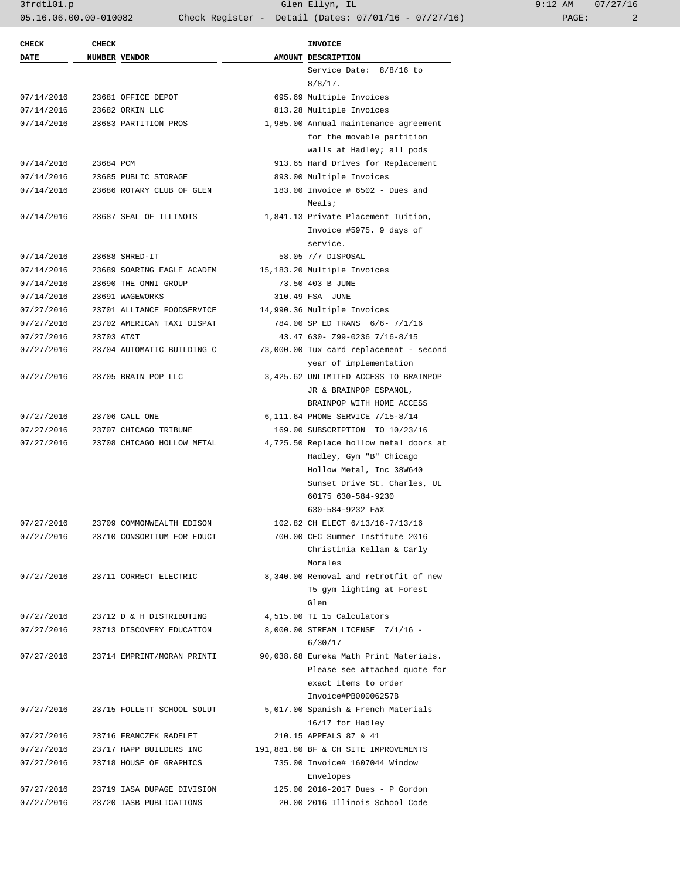| CHECK DATE | CHECK NUMBER | VENDOR | AMOUNT | INVOICE DESCRIPTION |
|---|---|---|---|---|
| | | | | Service Date: 8/8/16 to 8/8/17. |
| 07/14/2016 | 23681 | OFFICE DEPOT | 695.69 | Multiple Invoices |
| 07/14/2016 | 23682 | ORKIN LLC | 813.28 | Multiple Invoices |
| 07/14/2016 | 23683 | PARTITION PROS | 1,985.00 | Annual maintenance agreement for the movable partition walls at Hadley; all pods |
| 07/14/2016 | 23684 | PCM | 913.65 | Hard Drives for Replacement |
| 07/14/2016 | 23685 | PUBLIC STORAGE | 893.00 | Multiple Invoices |
| 07/14/2016 | 23686 | ROTARY CLUB OF GLEN | 183.00 | Invoice # 6502 - Dues and Meals; |
| 07/14/2016 | 23687 | SEAL OF ILLINOIS | 1,841.13 | Private Placement Tuition, Invoice #5975. 9 days of service. |
| 07/14/2016 | 23688 | SHRED-IT | 58.05 | 7/7 DISPOSAL |
| 07/14/2016 | 23689 | SOARING EAGLE ACADEM | 15,183.20 | Multiple Invoices |
| 07/14/2016 | 23690 | THE OMNI GROUP | 73.50 | 403 B JUNE |
| 07/14/2016 | 23691 | WAGEWORKS | 310.49 | FSA JUNE |
| 07/27/2016 | 23701 | ALLIANCE FOODSERVICE | 14,990.36 | Multiple Invoices |
| 07/27/2016 | 23702 | AMERICAN TAXI DISPAT | 784.00 | SP ED TRANS 6/6- 7/1/16 |
| 07/27/2016 | 23703 | AT&T | 43.47 | 630- Z99-0236 7/16-8/15 |
| 07/27/2016 | 23704 | AUTOMATIC BUILDING C | 73,000.00 | Tux card replacement - second year of implementation |
| 07/27/2016 | 23705 | BRAIN POP LLC | 3,425.62 | UNLIMITED ACCESS TO BRAINPOP JR & BRAINPOP ESPANOL, BRAINPOP WITH HOME ACCESS |
| 07/27/2016 | 23706 | CALL ONE | 6,111.64 | PHONE SERVICE 7/15-8/14 |
| 07/27/2016 | 23707 | CHICAGO TRIBUNE | 169.00 | SUBSCRIPTION TO 10/23/16 |
| 07/27/2016 | 23708 | CHICAGO HOLLOW METAL | 4,725.50 | Replace hollow metal doors at Hadley, Gym "B" Chicago Hollow Metal, Inc 38W640 Sunset Drive St. Charles, UL 60175 630-584-9230 630-584-9232 FaX |
| 07/27/2016 | 23709 | COMMONWEALTH EDISON | 102.82 | CH ELECT 6/13/16-7/13/16 |
| 07/27/2016 | 23710 | CONSORTIUM FOR EDUCT | 700.00 | CEC Summer Institute 2016 Christinia Kellam & Carly Morales |
| 07/27/2016 | 23711 | CORRECT ELECTRIC | 8,340.00 | Removal and retrotfit of new T5 gym lighting at Forest Glen |
| 07/27/2016 | 23712 | D & H DISTRIBUTING | 4,515.00 | TI 15 Calculators |
| 07/27/2016 | 23713 | DISCOVERY EDUCATION | 8,000.00 | STREAM LICENSE 7/1/16 - 6/30/17 |
| 07/27/2016 | 23714 | EMPRINT/MORAN PRINTI | 90,038.68 | Eureka Math Print Materials. Please see attached quote for exact items to order Invoice#PB00006257B |
| 07/27/2016 | 23715 | FOLLETT SCHOOL SOLUT | 5,017.00 | Spanish & French Materials 16/17 for Hadley |
| 07/27/2016 | 23716 | FRANCZEK RADELET | 210.15 | APPEALS 87 & 41 |
| 07/27/2016 | 23717 | HAPP BUILDERS INC | 191,881.80 | BF & CH SITE IMPROVEMENTS |
| 07/27/2016 | 23718 | HOUSE OF GRAPHICS | 735.00 | Invoice# 1607044 Window Envelopes |
| 07/27/2016 | 23719 | IASA DUPAGE DIVISION | 125.00 | 2016-2017 Dues - P Gordon |
| 07/27/2016 | 23720 | IASB PUBLICATIONS | 20.00 | 2016 Illinois School Code |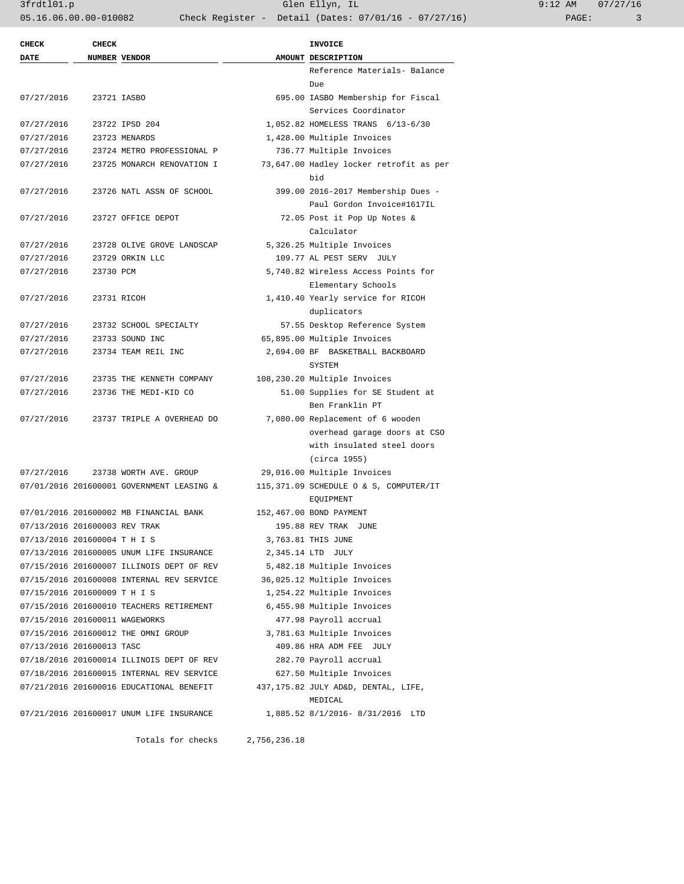| CHECK DATE | CHECK NUMBER | VENDOR | AMOUNT | INVOICE DESCRIPTION |
|---|---|---|---|---|
| | | | | Reference Materials- Balance Due |
| 07/27/2016 | 23721 | IASBO | 695.00 | IASBO Membership for Fiscal Services Coordinator |
| 07/27/2016 | 23722 | IPSD 204 | 1,052.82 | HOMELESS TRANS 6/13-6/30 |
| 07/27/2016 | 23723 | MENARDS | 1,428.00 | Multiple Invoices |
| 07/27/2016 | 23724 | METRO PROFESSIONAL P | 736.77 | Multiple Invoices |
| 07/27/2016 | 23725 | MONARCH RENOVATION I | 73,647.00 | Hadley locker retrofit as per bid |
| 07/27/2016 | 23726 | NATL ASSN OF SCHOOL | 399.00 | 2016-2017 Membership Dues - Paul Gordon Invoice#1617IL |
| 07/27/2016 | 23727 | OFFICE DEPOT | 72.05 | Post it Pop Up Notes & Calculator |
| 07/27/2016 | 23728 | OLIVE GROVE LANDSCAP | 5,326.25 | Multiple Invoices |
| 07/27/2016 | 23729 | ORKIN LLC | 109.77 | AL PEST SERV JULY |
| 07/27/2016 | 23730 | PCM | 5,740.82 | Wireless Access Points for Elementary Schools |
| 07/27/2016 | 23731 | RICOH | 1,410.40 | Yearly service for RICOH duplicators |
| 07/27/2016 | 23732 | SCHOOL SPECIALTY | 57.55 | Desktop Reference System |
| 07/27/2016 | 23733 | SOUND INC | 65,895.00 | Multiple Invoices |
| 07/27/2016 | 23734 | TEAM REIL INC | 2,694.00 | BF BASKETBALL BACKBOARD SYSTEM |
| 07/27/2016 | 23735 | THE KENNETH COMPANY | 108,230.20 | Multiple Invoices |
| 07/27/2016 | 23736 | THE MEDI-KID CO | 51.00 | Supplies for SE Student at Ben Franklin PT |
| 07/27/2016 | 23737 | TRIPLE A OVERHEAD DO | 7,080.00 | Replacement of 6 wooden overhead garage doors at CSO with insulated steel doors (circa 1955) |
| 07/27/2016 | 23738 | WORTH AVE. GROUP | 29,016.00 | Multiple Invoices |
| 07/01/2016 | 201600001 | GOVERNMENT LEASING & | 115,371.09 | SCHEDULE O & S, COMPUTER/IT EQUIPMENT |
| 07/01/2016 | 201600002 | MB FINANCIAL BANK | 152,467.00 | BOND PAYMENT |
| 07/13/2016 | 201600003 | REV TRAK | 195.88 | REV TRAK JUNE |
| 07/13/2016 | 201600004 | T H I S | 3,763.81 | THIS JUNE |
| 07/13/2016 | 201600005 | UNUM LIFE INSURANCE | 2,345.14 | LTD JULY |
| 07/15/2016 | 201600007 | ILLINOIS DEPT OF REV | 5,482.18 | Multiple Invoices |
| 07/15/2016 | 201600008 | INTERNAL REV SERVICE | 36,025.12 | Multiple Invoices |
| 07/15/2016 | 201600009 | T H I S | 1,254.22 | Multiple Invoices |
| 07/15/2016 | 201600010 | TEACHERS RETIREMENT | 6,455.98 | Multiple Invoices |
| 07/15/2016 | 201600011 | WAGEWORKS | 477.98 | Payroll accrual |
| 07/15/2016 | 201600012 | THE OMNI GROUP | 3,781.63 | Multiple Invoices |
| 07/13/2016 | 201600013 | TASC | 409.86 | HRA ADM FEE JULY |
| 07/18/2016 | 201600014 | ILLINOIS DEPT OF REV | 282.70 | Payroll accrual |
| 07/18/2016 | 201600015 | INTERNAL REV SERVICE | 627.50 | Multiple Invoices |
| 07/21/2016 | 201600016 | EDUCATIONAL BENEFIT | 437,175.82 | JULY AD&D, DENTAL, LIFE, MEDICAL |
| 07/21/2016 | 201600017 | UNUM LIFE INSURANCE | 1,885.52 | 8/1/2016- 8/31/2016 LTD |

Totals for checks 2,756,236.18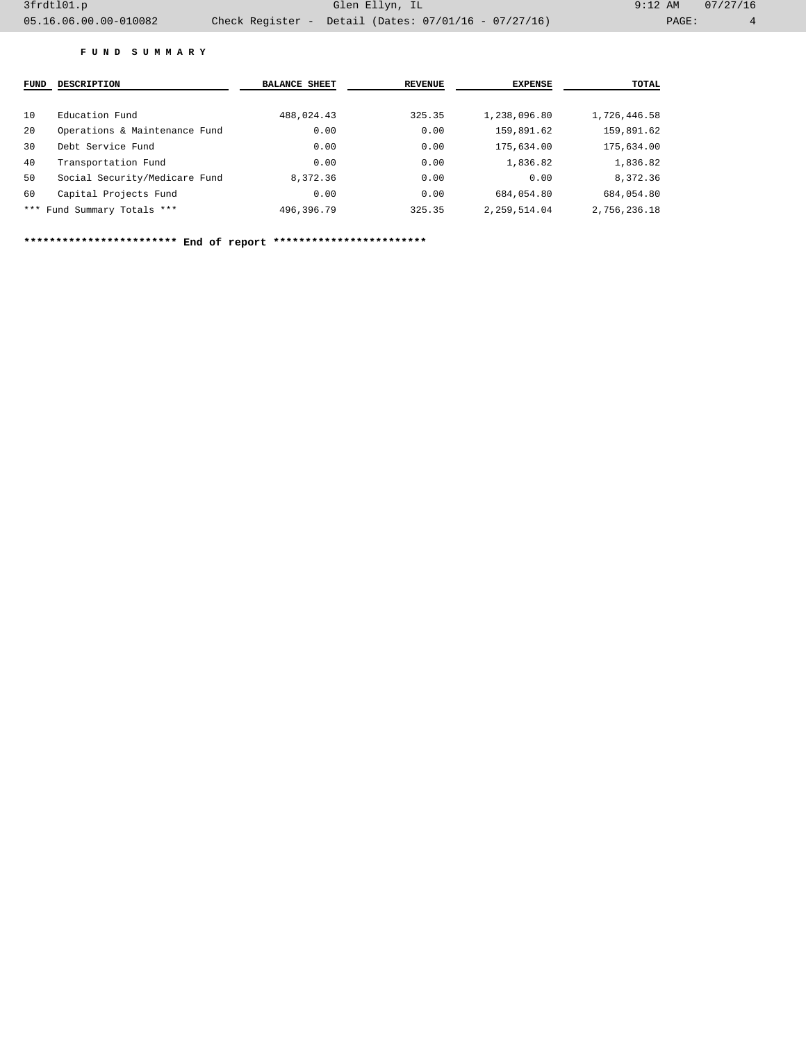**F U N D  S U M M A R Y**

| FUND | DESCRIPTION | BALANCE SHEET | REVENUE | EXPENSE | TOTAL |
|---|---|---|---|---|---|
| 10 | Education Fund | 488,024.43 | 325.35 | 1,238,096.80 | 1,726,446.58 |
| 20 | Operations & Maintenance Fund | 0.00 | 0.00 | 159,891.62 | 159,891.62 |
| 30 | Debt Service Fund | 0.00 | 0.00 | 175,634.00 | 175,634.00 |
| 40 | Transportation Fund | 0.00 | 0.00 | 1,836.82 | 1,836.82 |
| 50 | Social Security/Medicare Fund | 8,372.36 | 0.00 | 0.00 | 8,372.36 |
| 60 | Capital Projects Fund | 0.00 | 0.00 | 684,054.80 | 684,054.80 |
| *** Fund Summary Totals *** | | 496,396.79 | 325.35 | 2,259,514.04 | 2,756,236.18 |

**************************** End of report ****************************